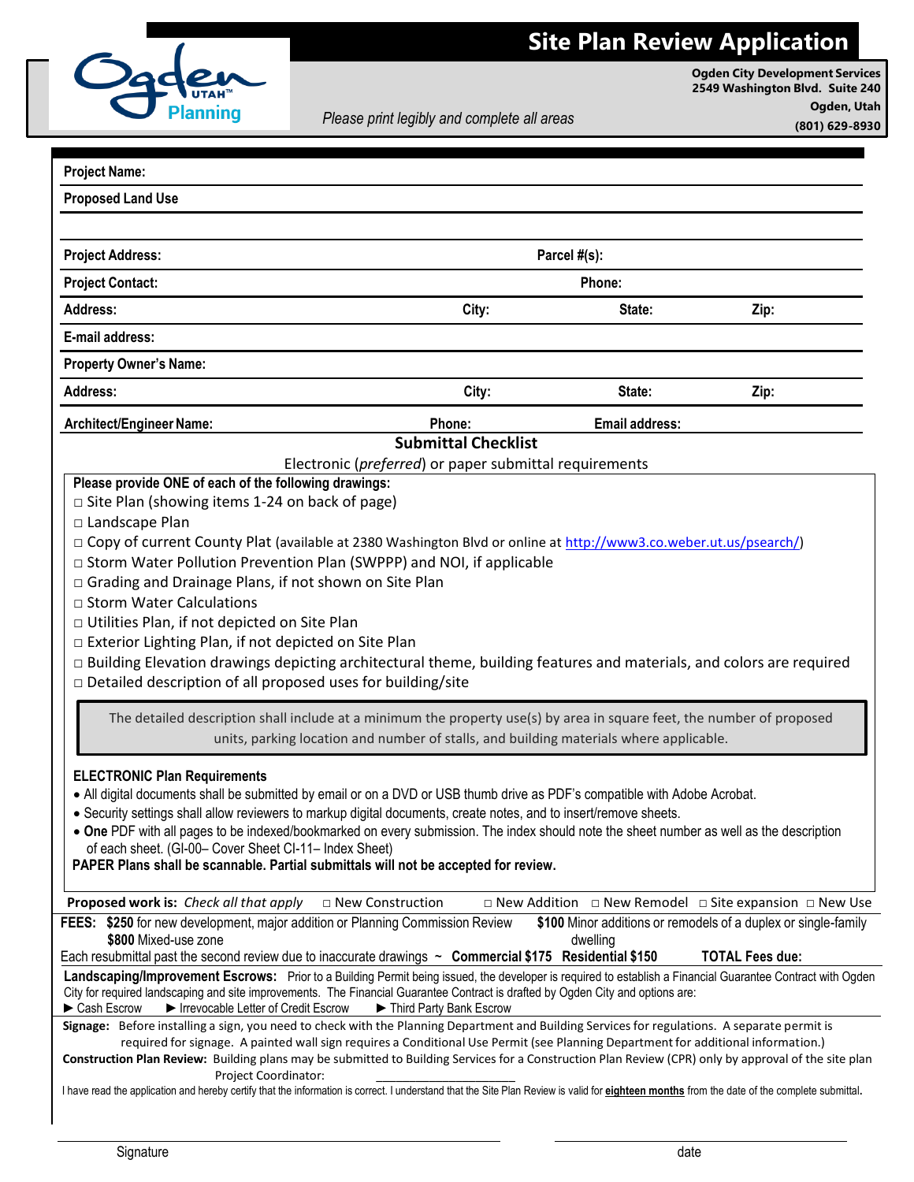# Site Plan Review Application

Ogden Utah Planning

Ogden City Development Services
2549 Washington Blvd. Suite 240
Ogden, Utah
(801) 629-8930

*Please print legibly and complete all areas*

**Project Name:**

**Proposed Land Use**

**Project Address:** **Parcel #(s):**

**Project Contact:** **Phone:**

**Address:** **City:** **State:** **Zip:**

**E-mail address:**

**Property Owner's Name:**

**Address:** **City:** **State:** **Zip:**

**Architect/Engineer Name:** **Phone:** **Email address:**

## Submittal Checklist

Electronic (*preferred*) or paper submittal requirements

**Please provide ONE of each of the following drawings:**

- □ Site Plan (showing items 1-24 on back of page)
- □ Landscape Plan
- □ Copy of current County Plat (available at 2380 Washington Blvd or online at http://www3.co.weber.ut.us/psearch/)
- □ Storm Water Pollution Prevention Plan (SWPPP) and NOI, if applicable
- □ Grading and Drainage Plans, if not shown on Site Plan
- □ Storm Water Calculations
- □ Utilities Plan, if not depicted on Site Plan
- □ Exterior Lighting Plan, if not depicted on Site Plan
- □ Building Elevation drawings depicting architectural theme, building features and materials, and colors are required
- □ Detailed description of all proposed uses for building/site

> The detailed description shall include at a minimum the property use(s) by area in square feet, the number of proposed units, parking location and number of stalls, and building materials where applicable.

**ELECTRONIC Plan Requirements**

- All digital documents shall be submitted by email or on a DVD or USB thumb drive as PDF's compatible with Adobe Acrobat.
- Security settings shall allow reviewers to markup digital documents, create notes, and to insert/remove sheets.
- **One** PDF with all pages to be indexed/bookmarked on every submission. The index should note the sheet number as well as the description of each sheet. (GI-00– Cover Sheet CI-11– Index Sheet)

**PAPER Plans shall be scannable. Partial submittals will not be accepted for review.**

**Proposed work is:** *Check all that apply* □ New Construction □ New Addition □ New Remodel □ Site expansion □ New Use

**FEES: $250** for new development, major addition or Planning Commission Review **$100** Minor additions or remodels of a duplex or single-family dwelling
**$800** Mixed-use zone
Each resubmittal past the second review due to inaccurate drawings ~ **Commercial $175 Residential $150** **TOTAL Fees due:**

**Landscaping/Improvement Escrows:** Prior to a Building Permit being issued, the developer is required to establish a Financial Guarantee Contract with Ogden City for required landscaping and site improvements. The Financial Guarantee Contract is drafted by Ogden City and options are:
► Cash Escrow ► Irrevocable Letter of Credit Escrow ► Third Party Bank Escrow

**Signage:** Before installing a sign, you need to check with the Planning Department and Building Services for regulations. A separate permit is required for signage. A painted wall sign requires a Conditional Use Permit (see Planning Department for additional information.)

**Construction Plan Review:** Building plans may be submitted to Building Services for a Construction Plan Review (CPR) only by approval of the site plan Project Coordinator: \_\_\_\_\_\_\_\_\_\_\_\_\_\_\_\_\_\_\_\_

I have read the application and hereby certify that the information is correct. I understand that the Site Plan Review is valid for **eighteen months** from the date of the complete submittal.

\_\_\_\_\_\_\_\_\_\_\_\_\_\_\_\_\_\_\_\_\_\_\_\_\_\_\_\_\_\_ \_\_\_\_\_\_\_\_\_\_\_\_\_\_\_\_\_\_\_\_
Signature date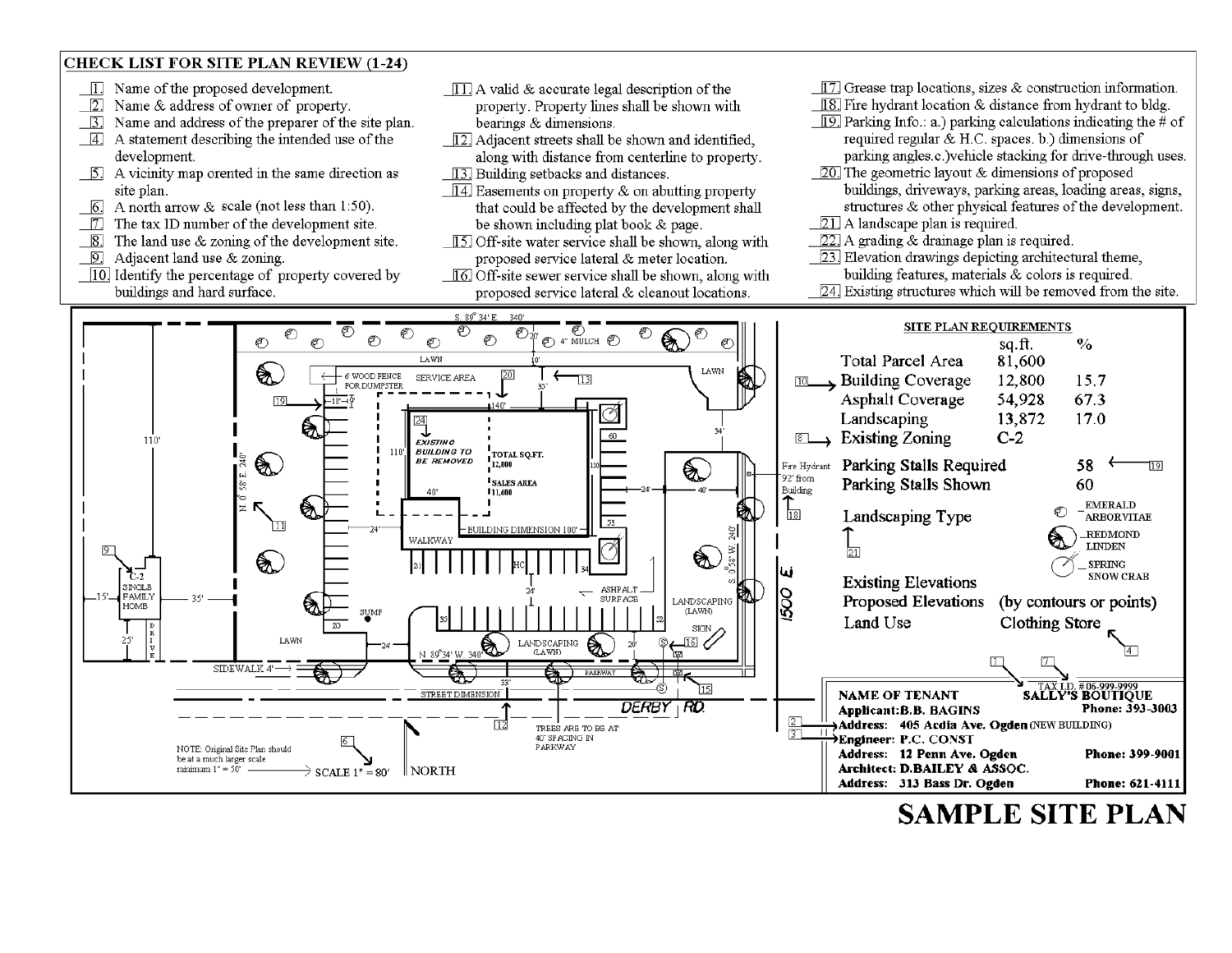## CHECK LIST FOR SITE PLAN REVIEW (1-24)

- __1. Name of the proposed development.
- __2. Name & address of owner of property.
- __3. Name and address of the preparer of the site plan.
- __4. A statement describing the intended use of the development.
- __5. A vicinity map orented in the same direction as site plan.
- __6. A north arrow & scale (not less than 1:50).
- __7. The tax ID number of the development site.
- __8. The land use & zoning of the development site.
- __9. Adjacent land use & zoning.
- __10. Identify the percentage of property covered by buildings and hard surface.
- __11. A valid & accurate legal description of the property. Property lines shall be shown with bearings & dimensions.
- __12. Adjacent streets shall be shown and identified, along with distance from centerline to property.
- __13. Building setbacks and distances.
- __14. Easements on property & on abutting property that could be affected by the development shall be shown including plat book & page.
- __15. Off-site water service shall be shown, along with proposed service lateral & meter location.
- __16. Off-site sewer service shall be shown, along with proposed service lateral & cleanout locations.
- __17. Grease trap locations, sizes & construction information.
- __18. Fire hydrant location & distance from hydrant to bldg.
- __19. Parking Info.: a.) parking calculations indicating the # of required regular & H.C. spaces. b.) dimensions of parking angles. c.) vehicle stacking for drive-through uses.
- __20. The geometric layout & dimensions of proposed buildings, driveways, parking areas, loading areas, signs, structures & other physical features of the development.
- __21. A landscape plan is required.
- __22. A grading & drainage plan is required.
- __23. Elevation drawings depicting architectural theme, building features, materials & colors is required.
- __24. Existing structures which will be removed from the site.

S. 89° 34' E 340'
20' 4" MULCH
LAWN
10'
LAWN
6' WOOD FENCE FOR DUMPSTER
SERVICE AREA
[20]
[13]
33'
[19]
18'
9'
140'
[24]
EXISTING BUILDING TO BE REMOVED
110'
TOTAL SQ.FT. 12,800
SALES AREA 11,600
120
60
34'
110'
N. 0° 58' E. 240'
[11]
40'
24'
40'
BUILDING DIMENSION 100'
53
24'
WALKWAY
21
HC
34
[9]
C-2
SINGLE FAMILY HOME
15'
35'
24'
ASPHALT SURFACE
LANDSCAPING (LAWN)
S. 0° 58' W. 240'
SUMP
35
52
20
25'
DRIVE
LAWN
24'
N. 89° 34' W. 340'
LANDSCAPING (LAWN)
20'
[16]
SIGN
SIDEWALK 4'
PARKWAY
[15]
33'
STREET DIMENSION
DERBY RD.
[12]
TREES ARE TO BE AT 40' SPACING IN PARKWAY
1500 E.
Fire Hydrant 92' from Building
[18]

NOTE: Original Site Plan should be at a much larger scale minimum 1" = 50'
[6]
SCALE 1" = 80'
NORTH

### SITE PLAN REQUIREMENTS

| | sq.ft. | % |
|---|---|---|
| Total Parcel Area | 81,600 | |
| [10] Building Coverage | 12,800 | 15.7 |
| Asphalt Coverage | 54,928 | 67.3 |
| Landscaping | 13,872 | 17.0 |
| [8] Existing Zoning | C-2 | |

Parking Stalls Required 58 [19]
Parking Stalls Shown 60

Landscaping Type [21]
- EMERALD ARBORVITAE
- REDMOND LINDEN
- SPRING SNOW CRAB

Existing Elevations
Proposed Elevations (by contours or points)
Land Use Clothing Store [4]

[1] [7] TAX I.D. #06-999-9999

| | | |
|---|---|---|
| **NAME OF TENANT** | **SALLY'S BOUTIQUE** | |
| [2] **Applicant: B.B. BAGINS** | | **Phone: 393-3003** |
| **Address: 405 Acdia Ave. Ogden** (NEW BUILDING) | | |
| [3] **Engineer: P.C. CONST** | | |
| **Address: 12 Penn Ave. Ogden** | | **Phone: 399-9001** |
| **Architect: D.BAILEY & ASSOC.** | | |
| **Address: 313 Bass Dr. Ogden** | | **Phone: 621-4111** |

# SAMPLE SITE PLAN